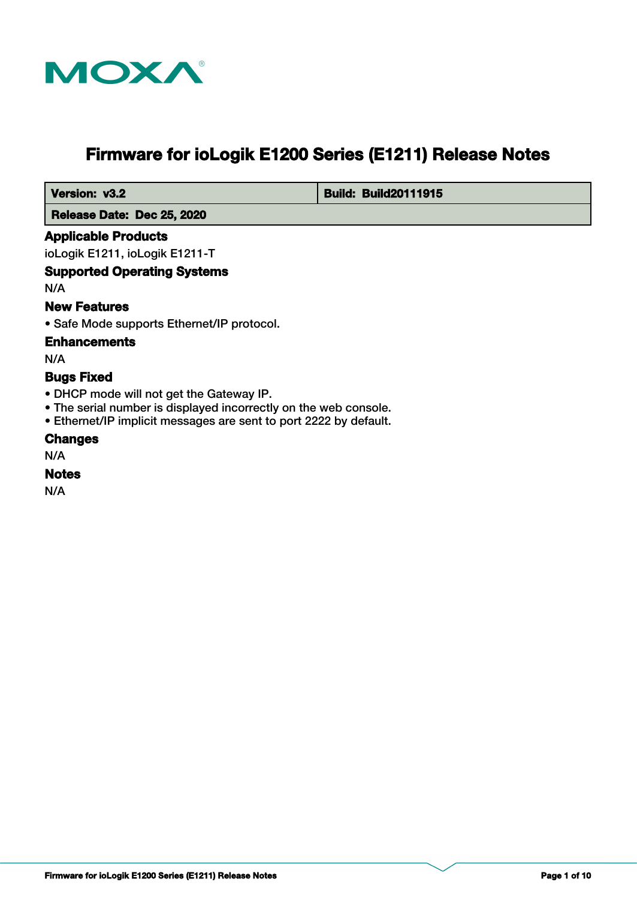# Firmware for ioLogik E1200 Series (E1211) Release Notes

| Version: v3.2 | Build: Build20111915 |
| --- | --- |
| Release Date: Dec 25, 2020 | |

## Applicable Products

ioLogik E1211, ioLogik E1211-T

## Supported Operating Systems

N/A

## New Features

- Safe Mode supports Ethernet/IP protocol.

## Enhancements

N/A

## Bugs Fixed

- DHCP mode will not get the Gateway IP.
- The serial number is displayed incorrectly on the web console.
- Ethernet/IP implicit messages are sent to port 2222 by default.

## Changes

N/A

## Notes

N/A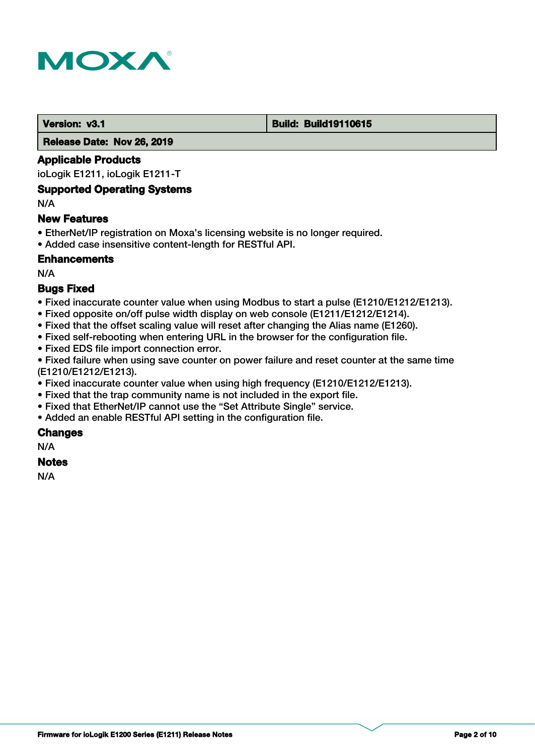| Version: v3.1 | Build: Build19110615 |
| --- | --- |
| Release Date: Nov 26, 2019 | |

### Applicable Products

ioLogik E1211, ioLogik E1211-T

### Supported Operating Systems

N/A

### New Features

- EtherNet/IP registration on Moxa's licensing website is no longer required.
- Added case insensitive content-length for RESTful API.

### Enhancements

N/A

### Bugs Fixed

- Fixed inaccurate counter value when using Modbus to start a pulse (E1210/E1212/E1213).
- Fixed opposite on/off pulse width display on web console (E1211/E1212/E1214).
- Fixed that the offset scaling value will reset after changing the Alias name (E1260).
- Fixed self-rebooting when entering URL in the browser for the configuration file.
- Fixed EDS file import connection error.
- Fixed failure when using save counter on power failure and reset counter at the same time (E1210/E1212/E1213).
- Fixed inaccurate counter value when using high frequency (E1210/E1212/E1213).
- Fixed that the trap community name is not included in the export file.
- Fixed that EtherNet/IP cannot use the "Set Attribute Single" service.
- Added an enable RESTful API setting in the configuration file.

### Changes

N/A

### Notes

N/A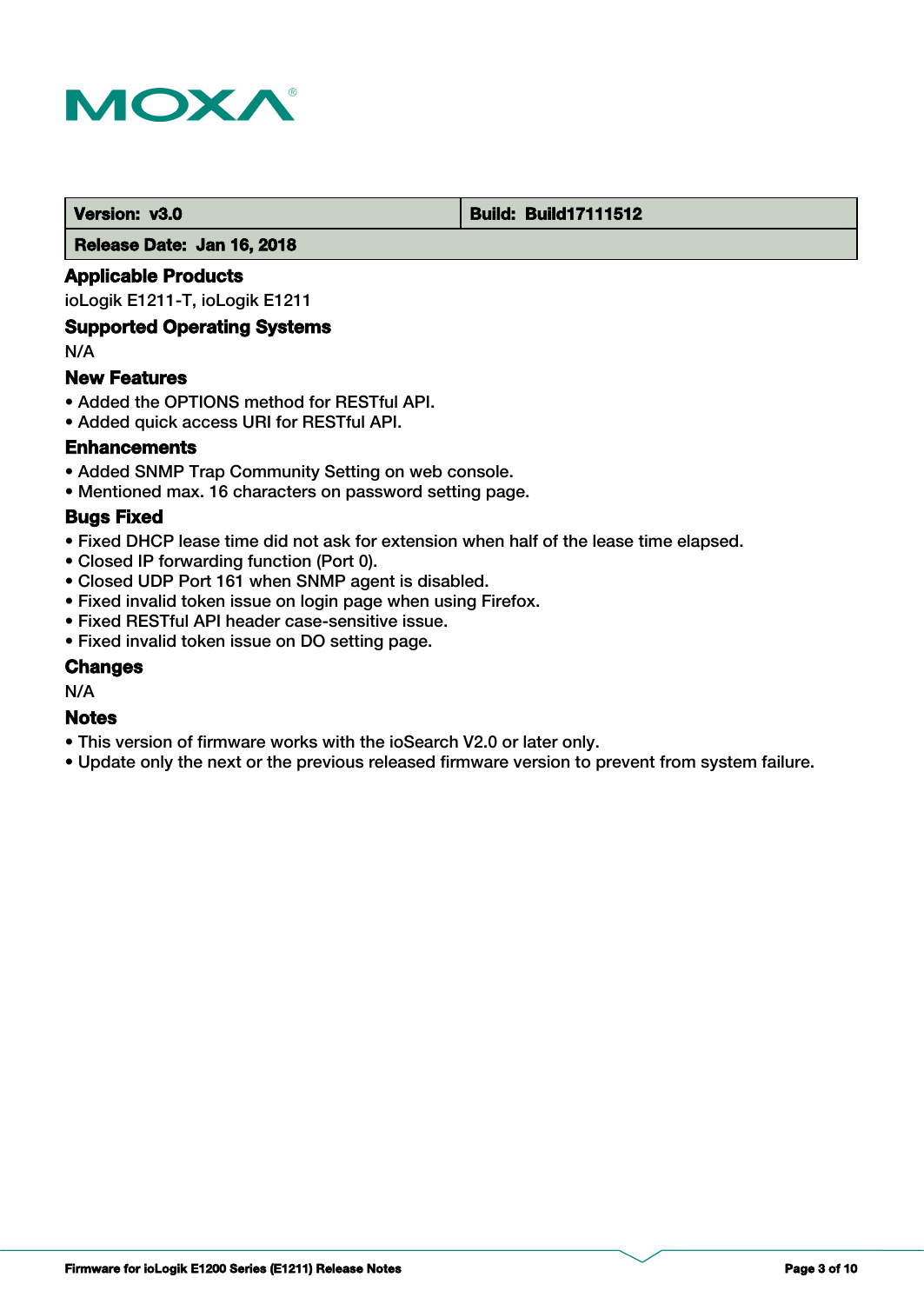| Version: v3.0 | Build: Build17111512 |
|---|---|
| Release Date: Jan 16, 2018 | |

### Applicable Products

ioLogik E1211-T, ioLogik E1211

### Supported Operating Systems

N/A

### New Features

- Added the OPTIONS method for RESTful API.
- Added quick access URI for RESTful API.

### Enhancements

- Added SNMP Trap Community Setting on web console.
- Mentioned max. 16 characters on password setting page.

### Bugs Fixed

- Fixed DHCP lease time did not ask for extension when half of the lease time elapsed.
- Closed IP forwarding function (Port 0).
- Closed UDP Port 161 when SNMP agent is disabled.
- Fixed invalid token issue on login page when using Firefox.
- Fixed RESTful API header case-sensitive issue.
- Fixed invalid token issue on DO setting page.

### Changes

N/A

### Notes

- This version of firmware works with the ioSearch V2.0 or later only.
- Update only the next or the previous released firmware version to prevent from system failure.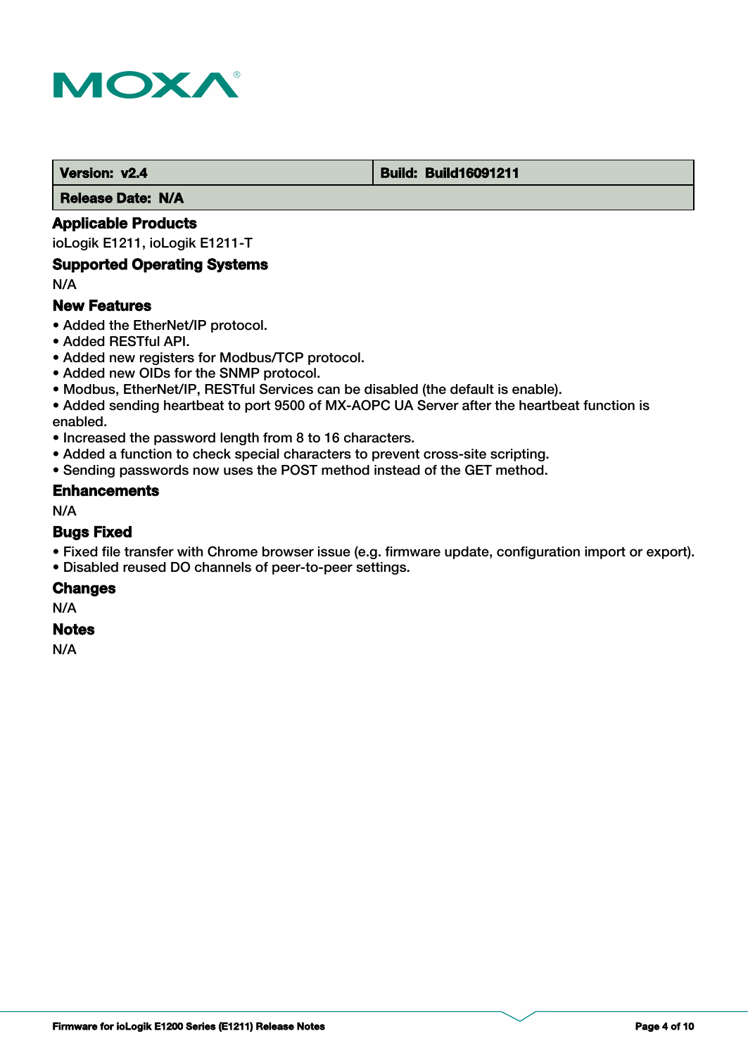| Version: v2.4 | Build: Build16091211 |
| --- | --- |
| Release Date: N/A | |

### Applicable Products

ioLogik E1211, ioLogik E1211-T

### Supported Operating Systems

N/A

### New Features

- Added the EtherNet/IP protocol.
- Added RESTful API.
- Added new registers for Modbus/TCP protocol.
- Added new OIDs for the SNMP protocol.
- Modbus, EtherNet/IP, RESTful Services can be disabled (the default is enable).
- Added sending heartbeat to port 9500 of MX-AOPC UA Server after the heartbeat function is enabled.
- Increased the password length from 8 to 16 characters.
- Added a function to check special characters to prevent cross-site scripting.
- Sending passwords now uses the POST method instead of the GET method.

### Enhancements

N/A

### Bugs Fixed

- Fixed file transfer with Chrome browser issue (e.g. firmware update, configuration import or export).
- Disabled reused DO channels of peer-to-peer settings.

### Changes

N/A

### Notes

N/A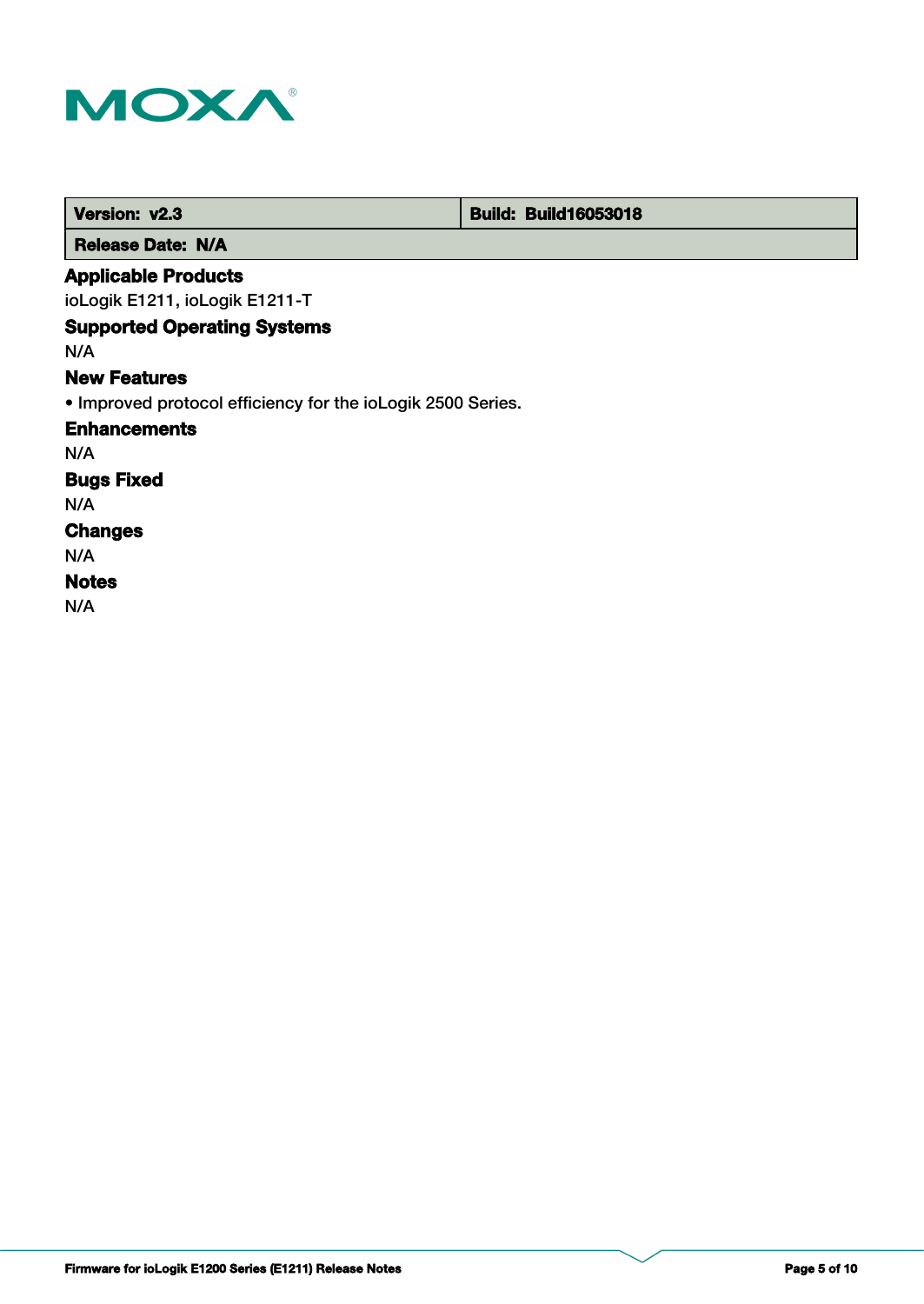| Version: v2.3 | Build: Build16053018 |
| --- | --- |
| Release Date: N/A | |

### Applicable Products

ioLogik E1211, ioLogik E1211-T

### Supported Operating Systems

N/A

### New Features

- Improved protocol efficiency for the ioLogik 2500 Series.

### Enhancements

N/A

### Bugs Fixed

N/A

### Changes

N/A

### Notes

N/A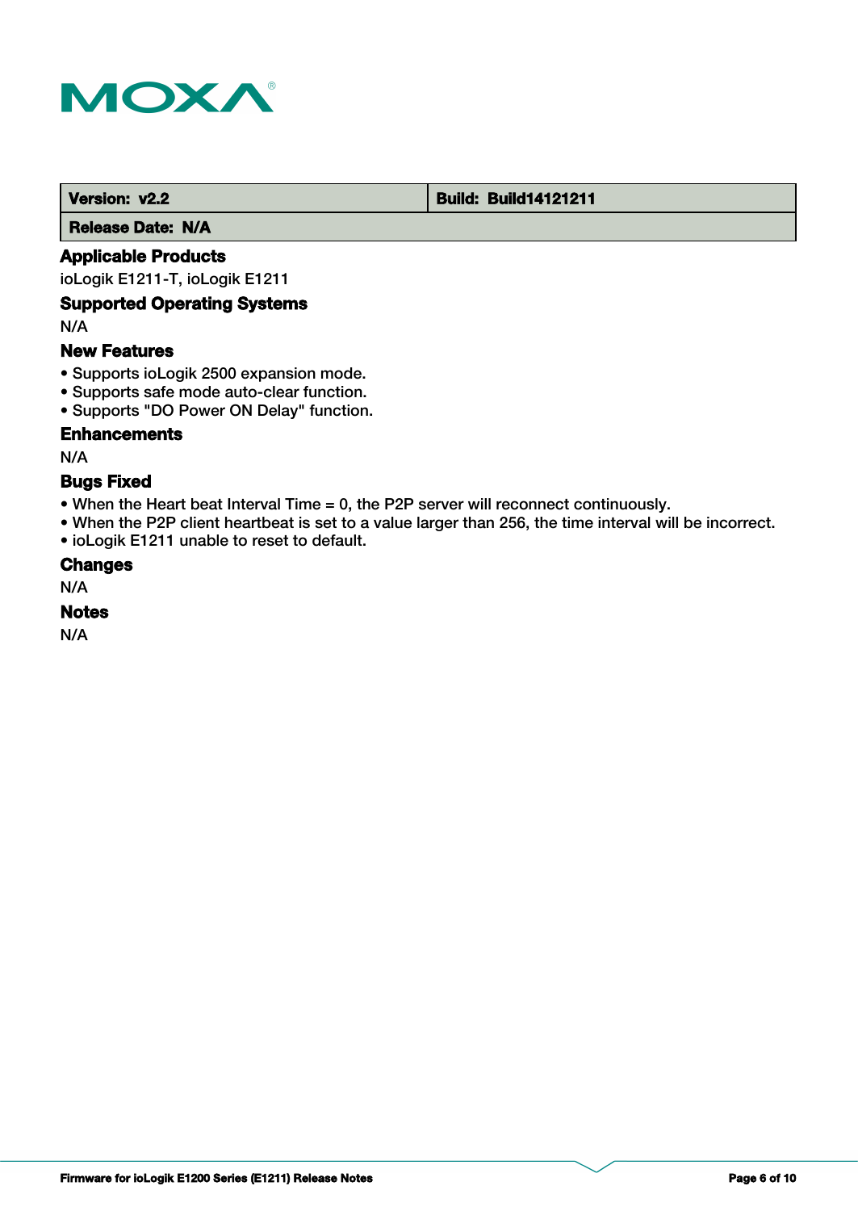| Version: v2.2 | Build: Build14121211 |
| --- | --- |
| Release Date: N/A | |

### Applicable Products

ioLogik E1211-T, ioLogik E1211

### Supported Operating Systems

N/A

### New Features

- Supports ioLogik 2500 expansion mode.
- Supports safe mode auto-clear function.
- Supports "DO Power ON Delay" function.

### Enhancements

N/A

### Bugs Fixed

- When the Heart beat Interval Time = 0, the P2P server will reconnect continuously.
- When the P2P client heartbeat is set to a value larger than 256, the time interval will be incorrect.
- ioLogik E1211 unable to reset to default.

### Changes

N/A

### Notes

N/A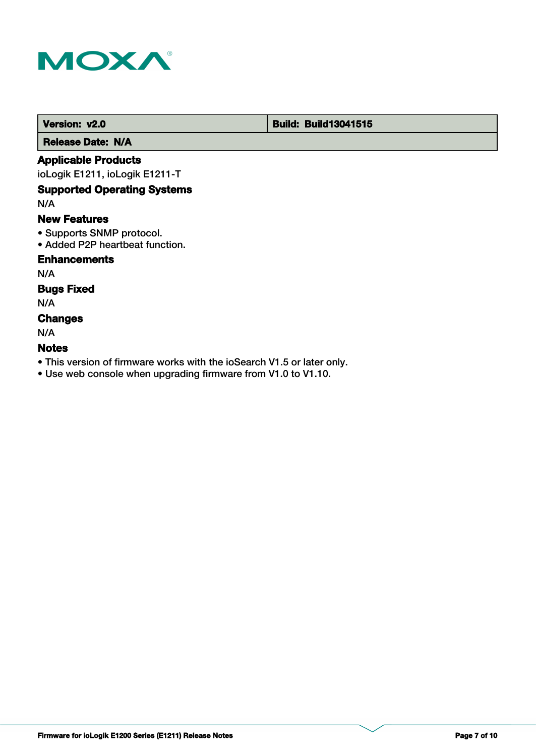| Version: v2.0 | Build: Build13041515 |
| --- | --- |
| Release Date: N/A | |

### Applicable Products

ioLogik E1211, ioLogik E1211-T

### Supported Operating Systems

N/A

### New Features

- Supports SNMP protocol.
- Added P2P heartbeat function.

### Enhancements

N/A

### Bugs Fixed

N/A

### Changes

N/A

### Notes

- This version of firmware works with the ioSearch V1.5 or later only.
- Use web console when upgrading firmware from V1.0 to V1.10.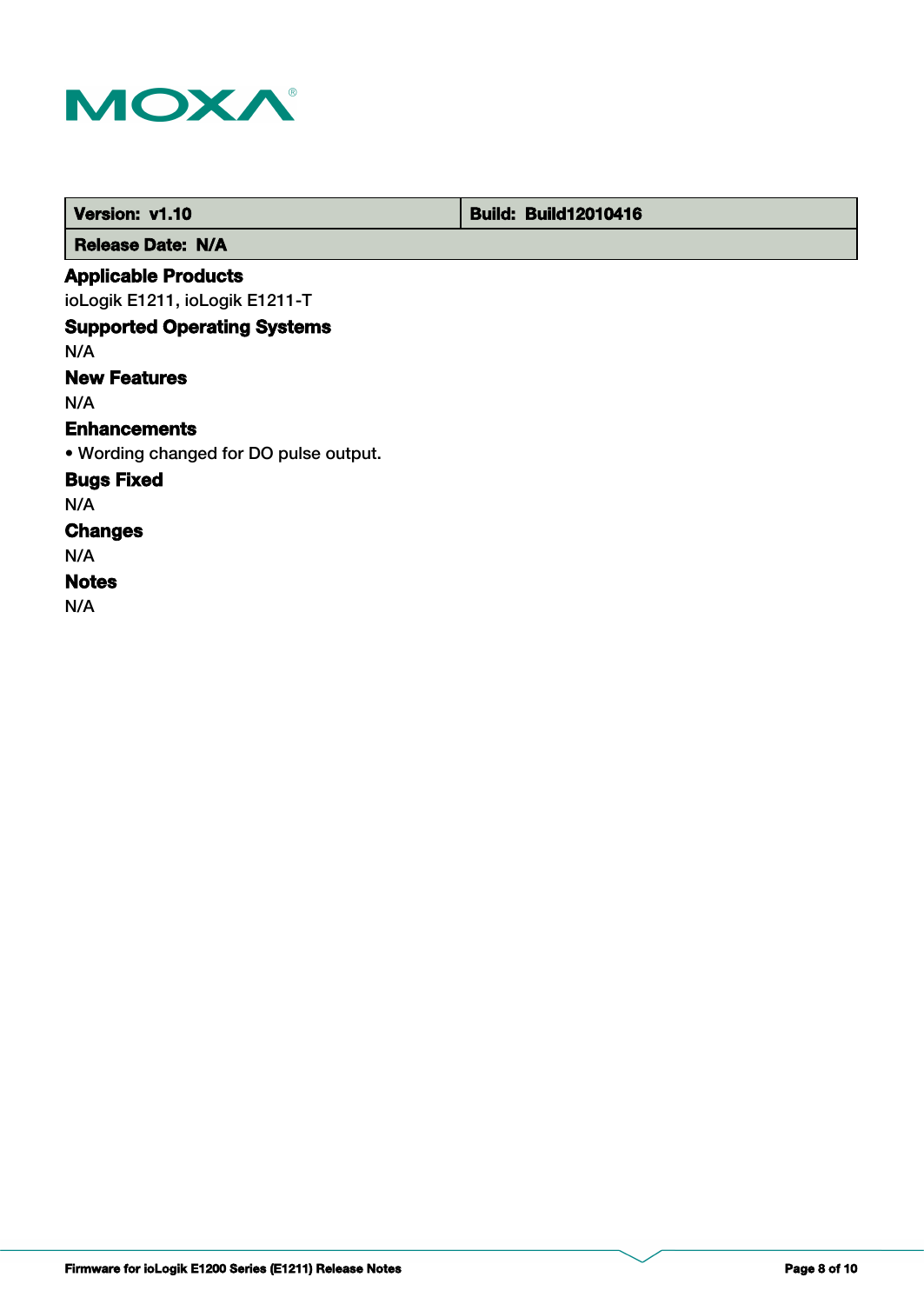| Version: v1.10 | Build: Build12010416 |
| --- | --- |
| Release Date: N/A | |

### Applicable Products

ioLogik E1211, ioLogik E1211-T

### Supported Operating Systems

N/A

### New Features

N/A

### Enhancements

• Wording changed for DO pulse output.

### Bugs Fixed

N/A

### Changes

N/A

### Notes

N/A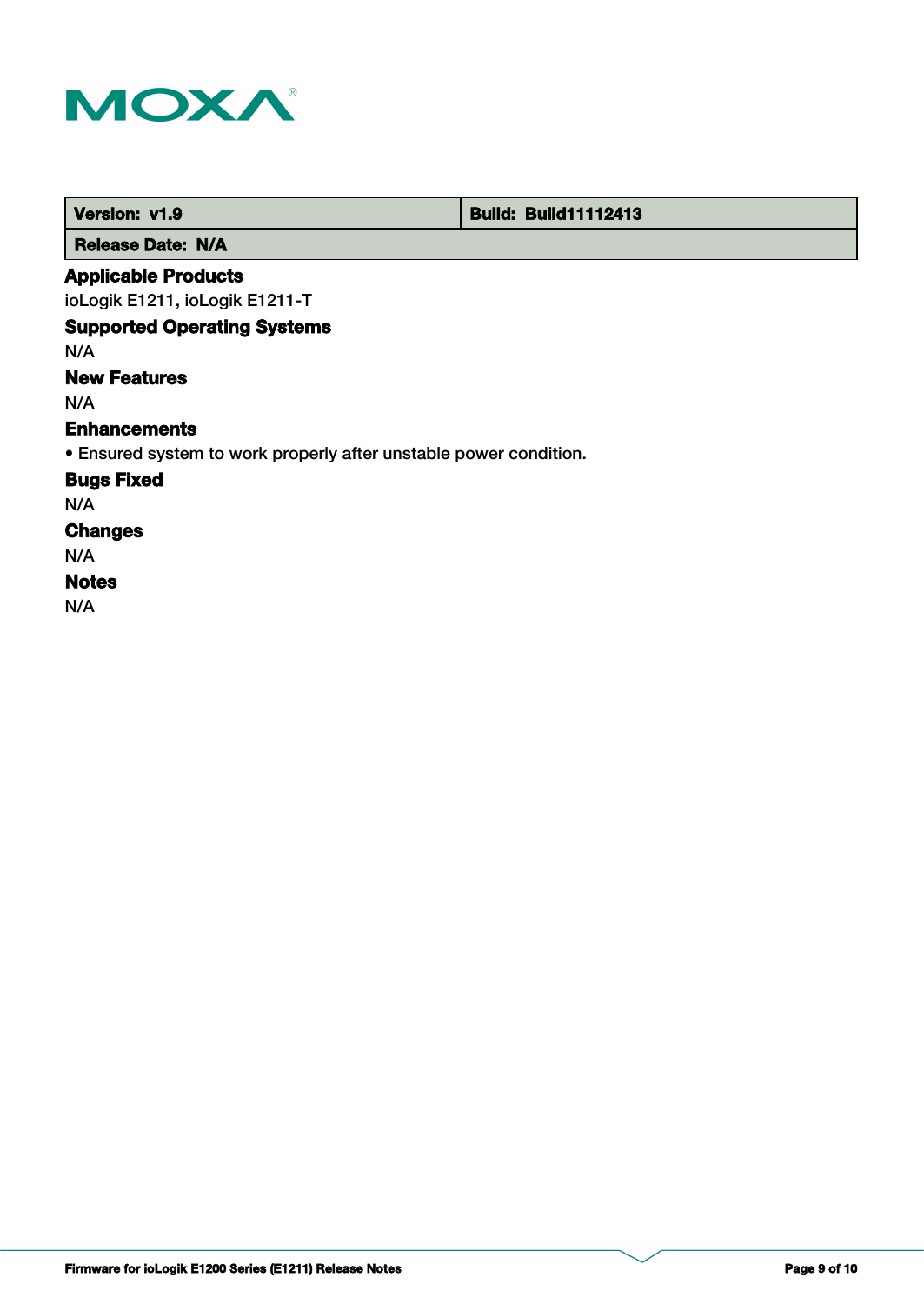| Version: v1.9 | Build: Build11112413 |
| --- | --- |
| Release Date: N/A | |

### Applicable Products

ioLogik E1211, ioLogik E1211-T

### Supported Operating Systems

N/A

### New Features

N/A

### Enhancements

• Ensured system to work properly after unstable power condition.

### Bugs Fixed

N/A

### Changes

N/A

### Notes

N/A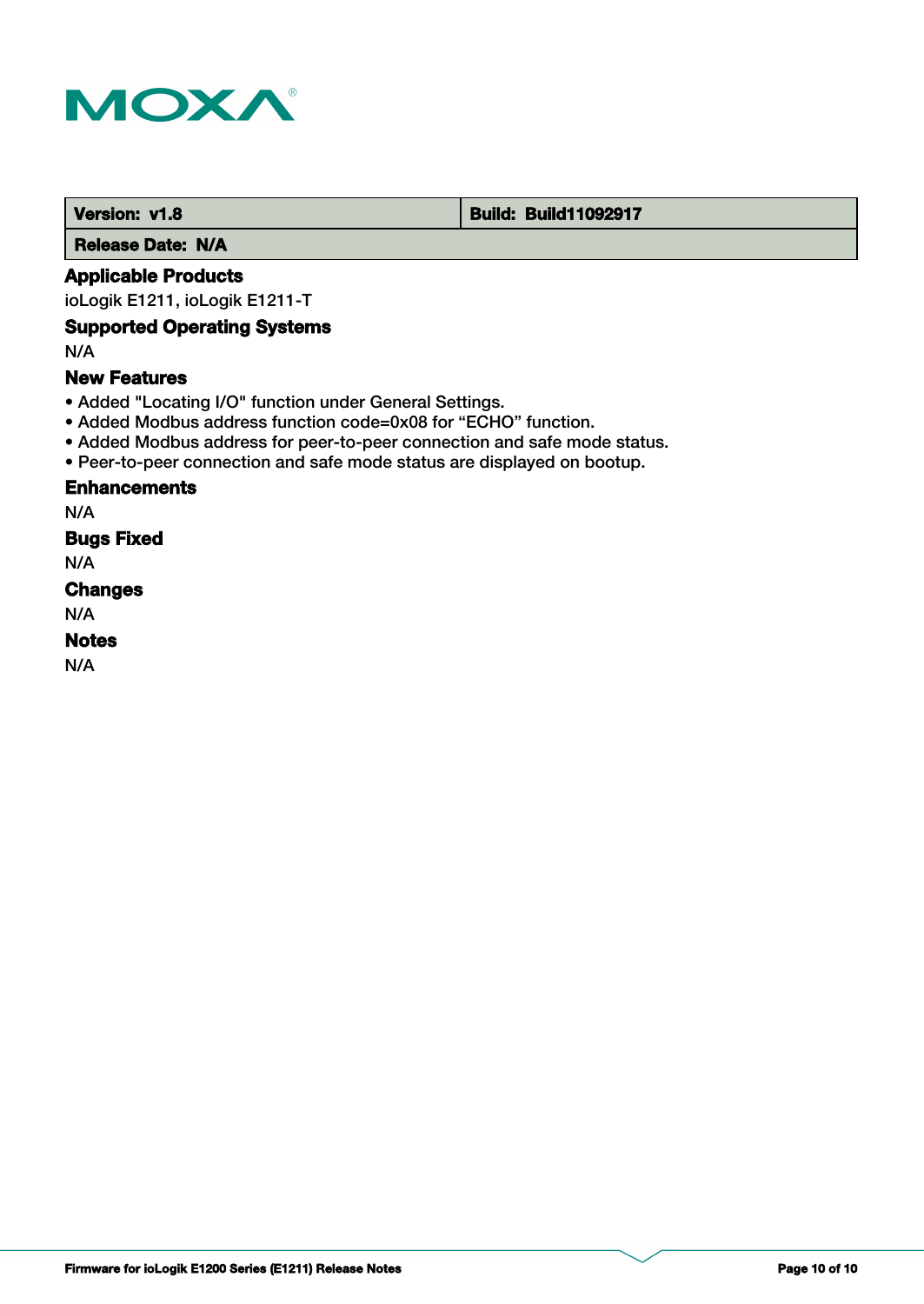| Version: v1.8 | Build: Build11092917 |
| --- | --- |
| Release Date: N/A | |

### Applicable Products

ioLogik E1211, ioLogik E1211-T

### Supported Operating Systems

N/A

### New Features

- Added "Locating I/O" function under General Settings.
- Added Modbus address function code=0x08 for “ECHO” function.
- Added Modbus address for peer-to-peer connection and safe mode status.
- Peer-to-peer connection and safe mode status are displayed on bootup.

### Enhancements

N/A

### Bugs Fixed

N/A

### Changes

N/A

### Notes

N/A